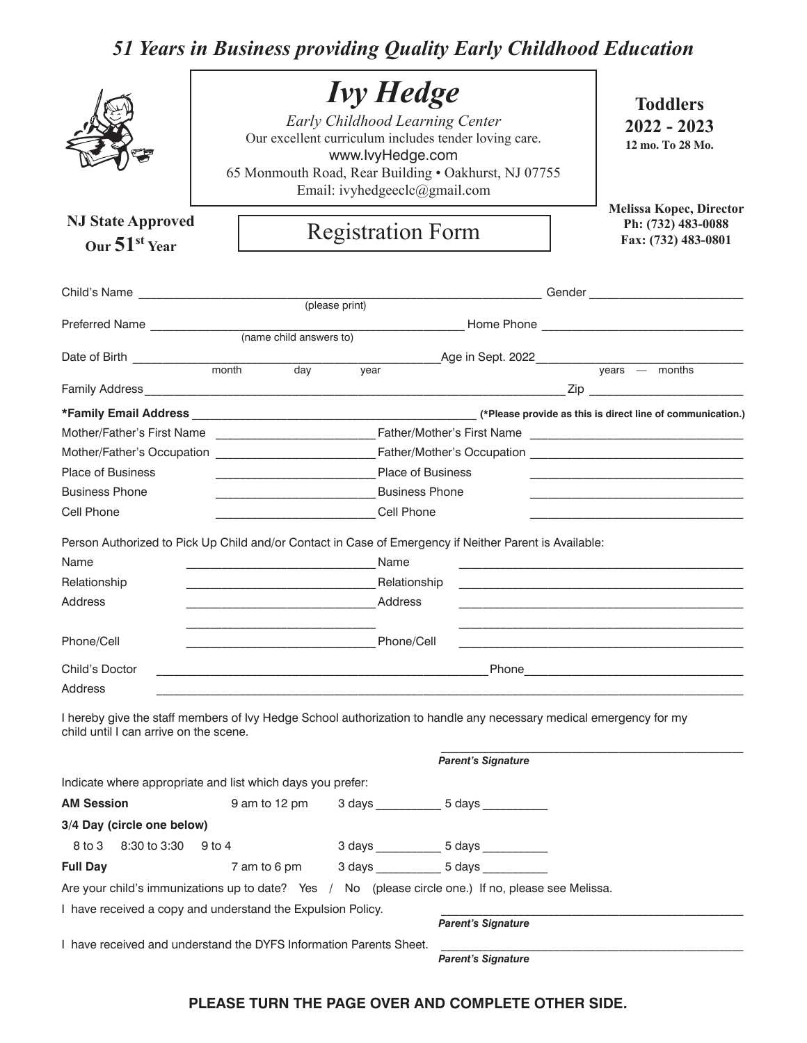***51 Years in Business providing Quality Early Childhood Education***

# *Ivy Hedge*

*Early Childhood Learning Center*
Our excellent curriculum includes tender loving care.
www.IvyHedge.com
65 Monmouth Road, Rear Building • Oakhurst, NJ 07755
Email: ivyhedgeeclc@gmail.com

**Toddlers**
**2022 - 2023**
**12 mo. To 28 Mo.**

**NJ State Approved**
**Our 51st Year**

## Registration Form

**Melissa Kopec, Director**
**Ph: (732) 483-0088**
**Fax: (732) 483-0801**

Child's Name ______________________________ (please print) Gender ____________

Preferred Name ______________________________ (name child answers to) Home Phone ____________

Date of Birth ______ month ______ day ______ year ______ Age in Sept. 2022 ______ years — months

Family Address ______________________________ Zip ____________

**\*Family Email Address** ______________________________ **(\*Please provide as this is direct line of communication.)**

Mother/Father's First Name ____________ Father/Mother's First Name ____________

Mother/Father's Occupation ____________ Father/Mother's Occupation ____________

Place of Business ____________ Place of Business ____________

Business Phone ____________ Business Phone ____________

Cell Phone ____________ Cell Phone ____________

Person Authorized to Pick Up Child and/or Contact in Case of Emergency if Neither Parent is Available:

Name ____________ Name ____________

Relationship ____________ Relationship ____________

Address ____________ Address ____________

Phone/Cell ____________ Phone/Cell ____________

Child's Doctor ______________________________ Phone ____________

Address ______________________________

I hereby give the staff members of Ivy Hedge School authorization to handle any necessary medical emergency for my child until I can arrive on the scene.

______________________________
***Parent's Signature***

Indicate where appropriate and list which days you prefer:

**AM Session** 9 am to 12 pm 3 days ________ 5 days ________

**3/4 Day (circle one below)**

8 to 3 8:30 to 3:30 9 to 4 3 days ________ 5 days ________

**Full Day** 7 am to 6 pm 3 days ________ 5 days ________

Are your child's immunizations up to date? Yes / No (please circle one.) If no, please see Melissa.

I have received a copy and understand the Expulsion Policy. ______________________________
***Parent's Signature***

I have received and understand the DYFS Information Parents Sheet. ______________________________
***Parent's Signature***

**PLEASE TURN THE PAGE OVER AND COMPLETE OTHER SIDE.**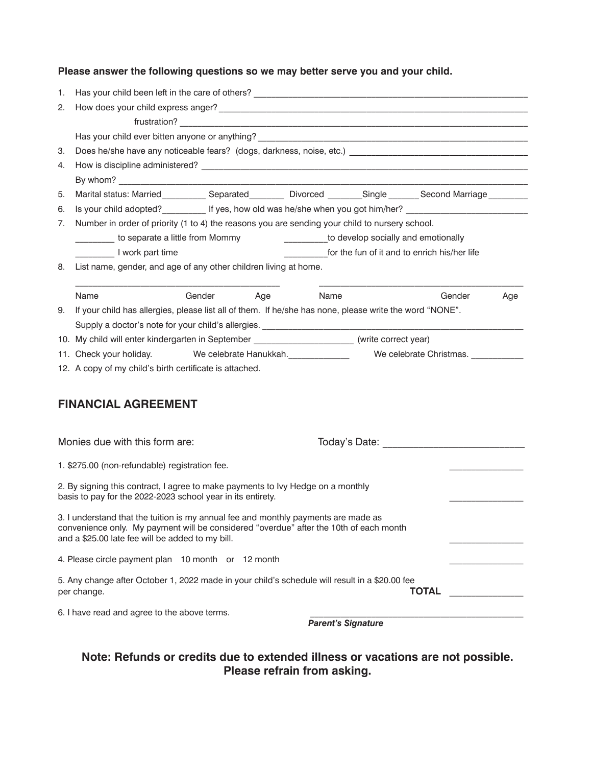**Please answer the following questions so we may better serve you and your child.**

1. Has your child been left in the care of others? ____________________________________________
2. How does your child express anger? ____________________________________________

   frustration? ____________________________________________

   Has your child ever bitten anyone or anything? ____________________________________________
3. Does he/she have any noticeable fears? (dogs, darkness, noise, etc.) ____________________________
4. How is discipline administered? ____________________________________________

   By whom? ____________________________________________
5. Marital status: Married_________ Separated_______ Divorced _______Single ______ Second Marriage ________
6. Is your child adopted?_________ If yes, how old was he/she when you got him/her? ________________________
7. Number in order of priority (1 to 4) the reasons you are sending your child to nursery school.

   ________ to separate a little from Mommy  ________to develop socially and emotionally

   ________ I work part time  ________for the fun of it and to enrich his/her life
8. List name, gender, and age of any other children living at home.

   ______________________________________  ______________________________________

   Name Gender Age  Name Gender Age
9. If your child has allergies, please list all of them. If he/she has none, please write the word "NONE".

   Supply a doctor's note for your child's allergies. ____________________________________________
10. My child will enter kindergarten in September ____________________ (write correct year)
11. Check your holiday. We celebrate Hanukkah.____________ We celebrate Christmas. ___________
12. A copy of my child's birth certificate is attached.

## FINANCIAL AGREEMENT

Monies due with this form are: Today's Date: _________________________

1. $275.00 (non-refundable) registration fee. ______________

2. By signing this contract, I agree to make payments to Ivy Hedge on a monthly basis to pay for the 2022-2023 school year in its entirety. ______________

3. I understand that the tuition is my annual fee and monthly payments are made as convenience only. My payment will be considered "overdue" after the 10th of each month and a $25.00 late fee will be added to my bill. ______________

4. Please circle payment plan 10 month or 12 month ______________

5. Any change after October 1, 2022 made in your child's schedule will result in a $20.00 fee per change. **TOTAL** ______________

6. I have read and agree to the above terms. ________________________________________

***Parent's Signature***

**Note: Refunds or credits due to extended illness or vacations are not possible. Please refrain from asking.**